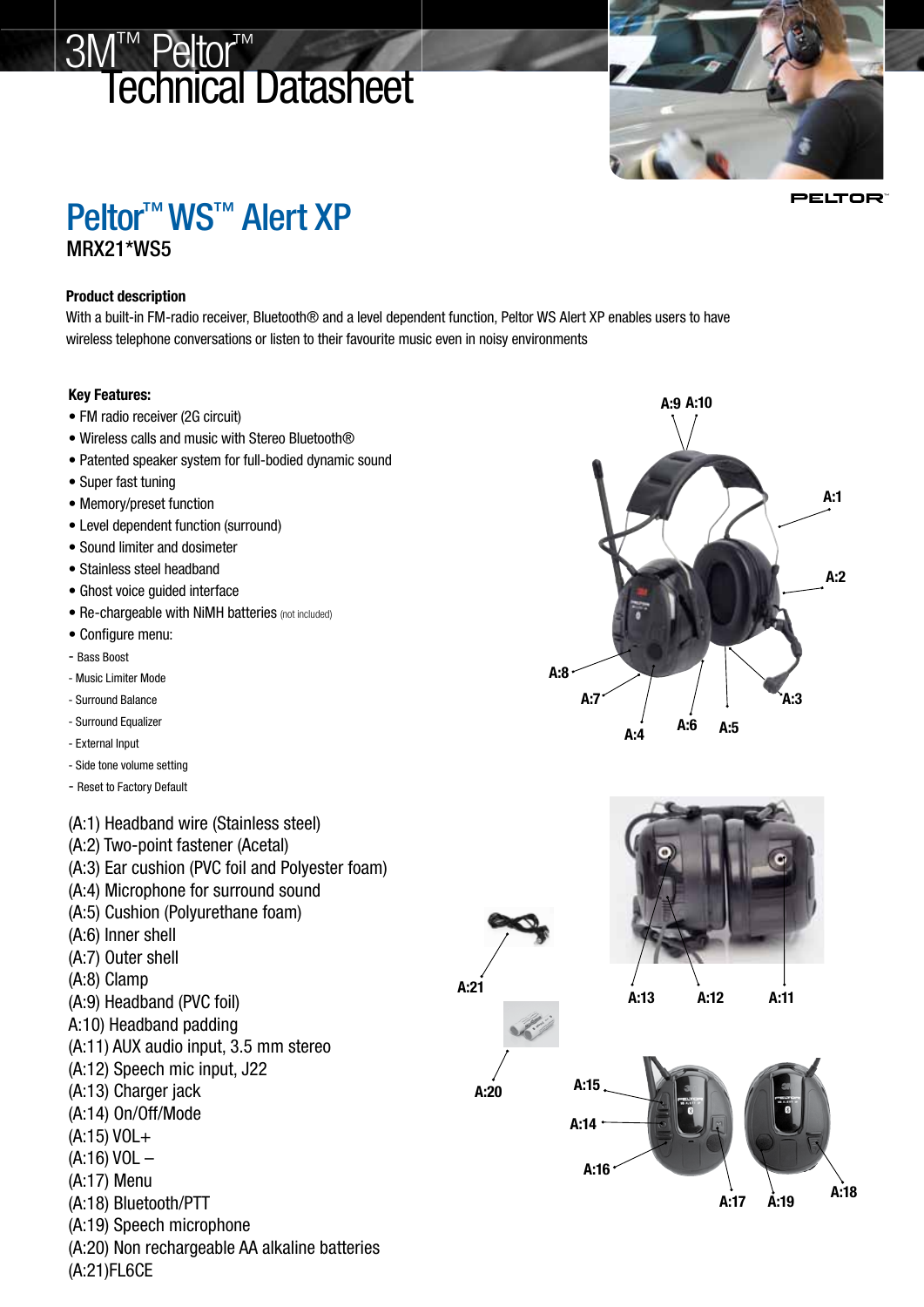# 3M™ Peltor™ Technical Datasheet

## Peltor™ WS™ Alert XP

MRX21*WS5

**Product description**

With a built-in FM-radio receiver, Bluetooth® and a level dependent function, Peltor WS Alert XP enables users to have wireless telephone conversations or listen to their favourite music even in noisy environments

**Key Features:**

- FM radio receiver (2G circuit)
- Wireless calls and music with Stereo Bluetooth®
- Patented speaker system for full-bodied dynamic sound
- Super fast tuning
- Memory/preset function
- Level dependent function (surround)
- Sound limiter and dosimeter
- Stainless steel headband
- Ghost voice guided interface
- Re-chargeable with NiMH batteries (not included)
- Configure menu:
  - Bass Boost
  - Music Limiter Mode
  - Surround Balance
  - Surround Equalizer
  - External Input
  - Side tone volume setting
  - Reset to Factory Default

(A:1) Headband wire (Stainless steel)
(A:2) Two-point fastener (Acetal)
(A:3) Ear cushion (PVC foil and Polyester foam)
(A:4) Microphone for surround sound
(A:5) Cushion (Polyurethane foam)
(A:6) Inner shell
(A:7) Outer shell
(A:8) Clamp
(A:9) Headband (PVC foil)
A:10) Headband padding
(A:11) AUX audio input, 3.5 mm stereo
(A:12) Speech mic input, J22
(A:13) Charger jack
(A:14) On/Off/Mode
(A:15) VOL+
(A:16) VOL –
(A:17) Menu
(A:18) Bluetooth/PTT
(A:19) Speech microphone
(A:20) Non rechargeable AA alkaline batteries
(A:21)FL6CE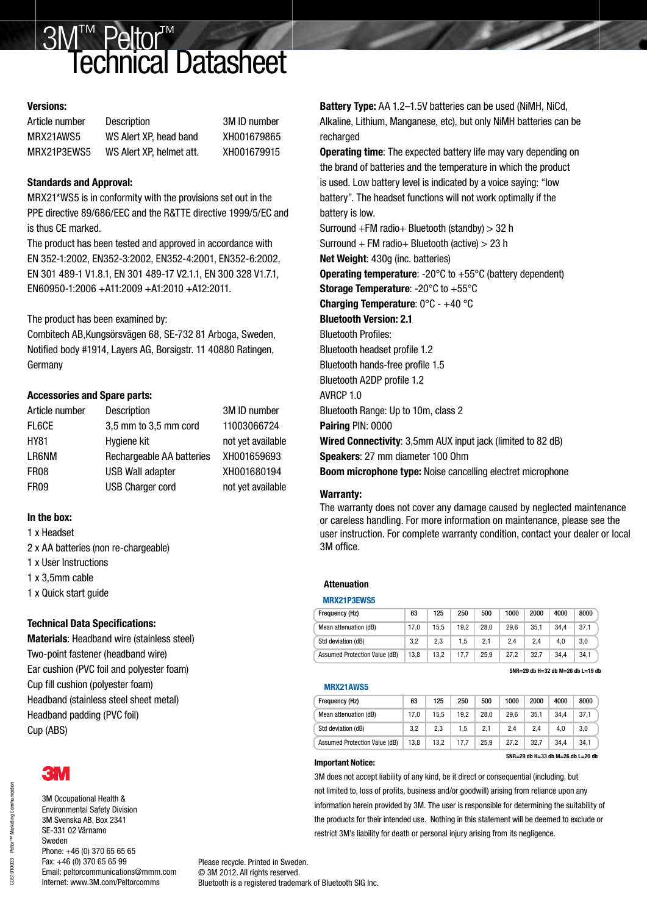# 3M™ Peltor™ Technical Datasheet

**Versions:**

| Article number | Description | 3M ID number |
|---|---|---|
| MRX21AWS5 | WS Alert XP, head band | XH001679865 |
| MRX21P3EWS5 | WS Alert XP, helmet att. | XH001679915 |

**Standards and Approval:**

MRX21*WS5 is in conformity with the provisions set out in the PPE directive 89/686/EEC and the R&TTE directive 1999/5/EC and is thus CE marked.

The product has been tested and approved in accordance with EN 352-1:2002, EN352-3:2002, EN352-4:2001, EN352-6:2002, EN 301 489-1 V1.8.1, EN 301 489-17 V2.1.1, EN 300 328 V1.7.1, EN60950-1:2006 +A11:2009 +A1:2010 +A12:2011.

The product has been examined by:
Combitech AB,Kungsörsvägen 68, SE-732 81 Arboga, Sweden, Notified body #1914, Layers AG, Borsigstr. 11 40880 Ratingen, Germany

**Accessories and Spare parts:**

| Article number | Description | 3M ID number |
|---|---|---|
| FL6CE | 3,5 mm to 3,5 mm cord | 11003066724 |
| HY81 | Hygiene kit | not yet available |
| LR6NM | Rechargeable AA batteries | XH001659693 |
| FR08 | USB Wall adapter | XH001680194 |
| FR09 | USB Charger cord | not yet available |

**In the box:**

1 x Headset
2 x AA batteries (non re-chargeable)
1 x User Instructions
1 x 3,5mm cable
1 x Quick start guide

**Technical Data Specifications:**

**Materials**: Headband wire (stainless steel)
Two-point fastener (headband wire)
Ear cushion (PVC foil and polyester foam)
Cup fill cushion (polyester foam)
Headband (stainless steel sheet metal)
Headband padding (PVC foil)
Cup (ABS)

**Battery Type:** AA 1.2–1.5V batteries can be used (NiMH, NiCd, Alkaline, Lithium, Manganese, etc), but only NiMH batteries can be recharged

**Operating time**: The expected battery life may vary depending on the brand of batteries and the temperature in which the product is used. Low battery level is indicated by a voice saying: "low battery". The headset functions will not work optimally if the battery is low.

Surround +FM radio+ Bluetooth (standby) > 32 h
Surround + FM radio+ Bluetooth (active) > 23 h

**Net Weight**: 430g (inc. batteries)
**Operating temperature**: -20°C to +55°C (battery dependent)
**Storage Temperature**: -20°C to +55°C
**Charging Temperature**: 0°C - +40 °C
**Bluetooth Version: 2.1**
Bluetooth Profiles:
Bluetooth headset profile 1.2
Bluetooth hands-free profile 1.5
Bluetooth A2DP profile 1.2
AVRCP 1.0
Bluetooth Range: Up to 10m, class 2
**Pairing** PIN: 0000
**Wired Connectivity**: 3,5mm AUX input jack (limited to 82 dB)
**Speakers**: 27 mm diameter 100 Ohm
**Boom microphone type:** Noise cancelling electret microphone

**Warranty:**

The warranty does not cover any damage caused by neglected maintenance or careless handling. For more information on maintenance, please see the user instruction. For complete warranty condition, contact your dealer or local 3M office.

**Attenuation**

MRX21P3EWS5

| Frequency (Hz) | 63 | 125 | 250 | 500 | 1000 | 2000 | 4000 | 8000 |
|---|---|---|---|---|---|---|---|---|
| Mean attenuation (dB) | 17,0 | 15,5 | 19,2 | 28,0 | 29,6 | 35,1 | 34,4 | 37,1 |
| Std deviation (dB) | 3,2 | 2,3 | 1,5 | 2,1 | 2,4 | 2,4 | 4,0 | 3,0 |
| Assumed Protection Value (dB) | 13,8 | 13,2 | 17,7 | 25,9 | 27,2 | 32,7 | 34,4 | 34,1 |

SNR=29 db H=32 db M=26 db L=19 db

MRX21AWS5

| Frequency (Hz) | 63 | 125 | 250 | 500 | 1000 | 2000 | 4000 | 8000 |
|---|---|---|---|---|---|---|---|---|
| Mean attenuation (dB) | 17,0 | 15,5 | 19,2 | 28,0 | 29,6 | 35,1 | 34,4 | 37,1 |
| Std deviation (dB) | 3,2 | 2,3 | 1,5 | 2,1 | 2,4 | 2,4 | 4,0 | 3,0 |
| Assumed Protection Value (dB) | 13,8 | 13,2 | 17,7 | 25,9 | 27,2 | 32,7 | 34,4 | 34,1 |

SNR=29 db H=33 db M=26 db L=20 db

**Important Notice:**

3M does not accept liability of any kind, be it direct or consequential (including, but not limited to, loss of profits, business and/or goodwill) arising from reliance upon any information herein provided by 3M. The user is responsible for determining the suitability of the products for their intended use. Nothing in this statement will be deemed to exclude or restrict 3M's liability for death or personal injury arising from its negligence.

3M

3M Occupational Health &
Environmental Safety Division
3M Svenska AB, Box 2341
SE-331 02 Värnamo
Sweden
Phone: +46 (0) 370 65 65 65
Fax: +46 (0) 370 65 65 99
Email: peltorcommunications@mmm.com
Internet: www.3M.com/Peltorcomms

Please recycle. Printed in Sweden.
© 3M 2012. All rights reserved.
Bluetooth is a registered trademark of Bluetooth SIG Inc.

CDS101003 Peltor™ Marketing Communication